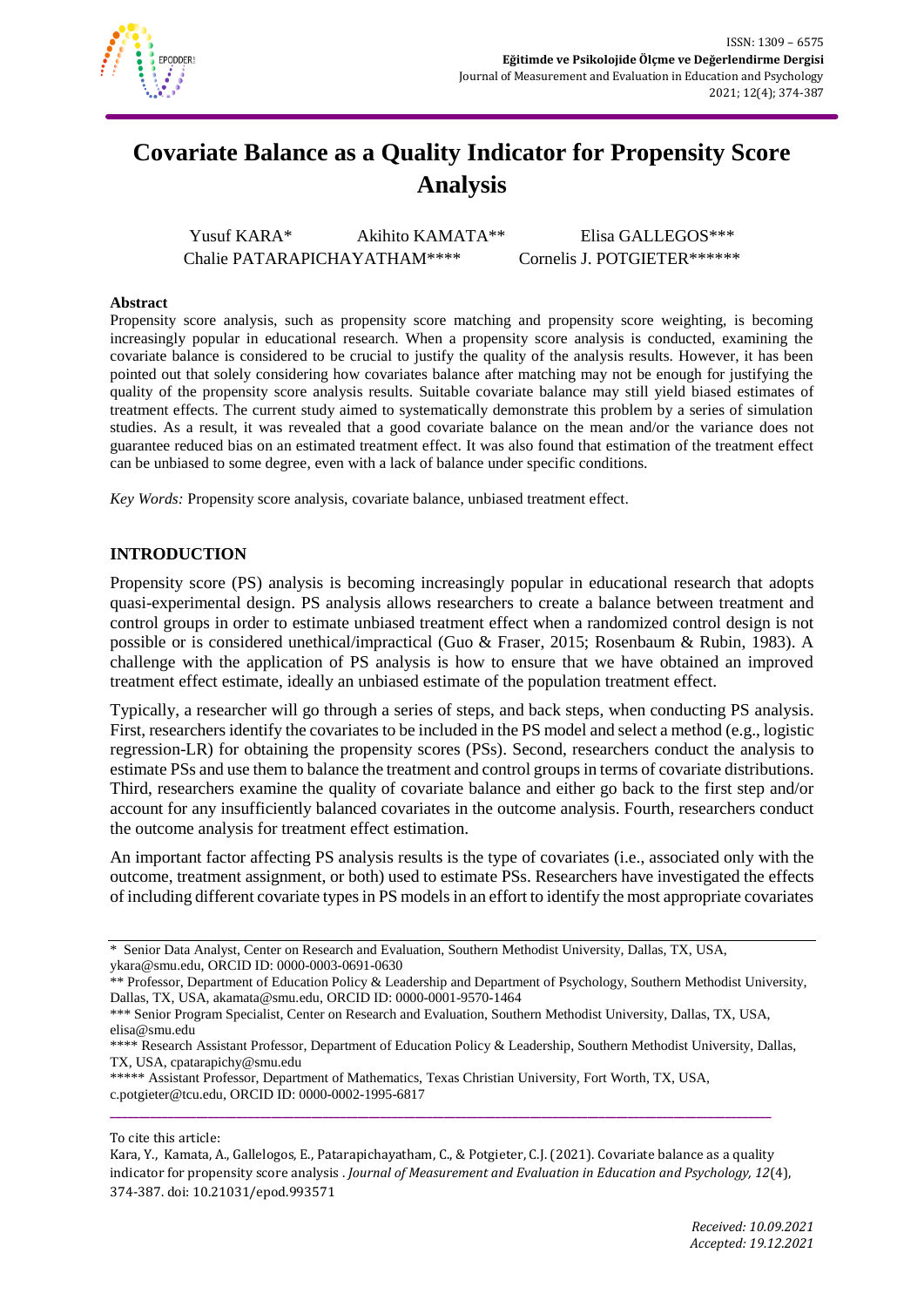ISSN: 1309 – 6575
**Eğitimde ve Psikolojide Ölçme ve Değerlendirme Dergisi**
Journal of Measurement and Evaluation in Education and Psychology
2021; 12(4); 374-387

# Covariate Balance as a Quality Indicator for Propensity Score Analysis

Yusuf KARA* Akihito KAMATA** Elisa GALLEGOS***
Chalie PATARAPICHAYATHAM**** Cornelis J. POTGIETER*****

**Abstract**

Propensity score analysis, such as propensity score matching and propensity score weighting, is becoming increasingly popular in educational research. When a propensity score analysis is conducted, examining the covariate balance is considered to be crucial to justify the quality of the analysis results. However, it has been pointed out that solely considering how covariates balance after matching may not be enough for justifying the quality of the propensity score analysis results. Suitable covariate balance may still yield biased estimates of treatment effects. The current study aimed to systematically demonstrate this problem by a series of simulation studies. As a result, it was revealed that a good covariate balance on the mean and/or the variance does not guarantee reduced bias on an estimated treatment effect. It was also found that estimation of the treatment effect can be unbiased to some degree, even with a lack of balance under specific conditions.

*Key Words:* Propensity score analysis, covariate balance, unbiased treatment effect.

## INTRODUCTION

Propensity score (PS) analysis is becoming increasingly popular in educational research that adopts quasi-experimental design. PS analysis allows researchers to create a balance between treatment and control groups in order to estimate unbiased treatment effect when a randomized control design is not possible or is considered unethical/impractical (Guo & Fraser, 2015; Rosenbaum & Rubin, 1983). A challenge with the application of PS analysis is how to ensure that we have obtained an improved treatment effect estimate, ideally an unbiased estimate of the population treatment effect.

Typically, a researcher will go through a series of steps, and back steps, when conducting PS analysis. First, researchers identify the covariates to be included in the PS model and select a method (e.g., logistic regression-LR) for obtaining the propensity scores (PSs). Second, researchers conduct the analysis to estimate PSs and use them to balance the treatment and control groups in terms of covariate distributions. Third, researchers examine the quality of covariate balance and either go back to the first step and/or account for any insufficiently balanced covariates in the outcome analysis. Fourth, researchers conduct the outcome analysis for treatment effect estimation.

An important factor affecting PS analysis results is the type of covariates (i.e., associated only with the outcome, treatment assignment, or both) used to estimate PSs. Researchers have investigated the effects of including different covariate types in PS models in an effort to identify the most appropriate covariates

---

\* Senior Data Analyst, Center on Research and Evaluation, Southern Methodist University, Dallas, TX, USA, ykara@smu.edu, ORCID ID: 0000-0003-0691-0630

\*\* Professor, Department of Education Policy & Leadership and Department of Psychology, Southern Methodist University, Dallas, TX, USA, akamata@smu.edu, ORCID ID: 0000-0001-9570-1464

\*\*\* Senior Program Specialist, Center on Research and Evaluation, Southern Methodist University, Dallas, TX, USA, elisa@smu.edu

\*\*\*\* Research Assistant Professor, Department of Education Policy & Leadership, Southern Methodist University, Dallas, TX, USA, cpatarapichy@smu.edu

\*\*\*\*\* Assistant Professor, Department of Mathematics, Texas Christian University, Fort Worth, TX, USA, c.potgieter@tcu.edu, ORCID ID: 0000-0002-1995-6817

To cite this article:
Kara, Y., Kamata, A., Gallelogos, E., Patarapichayatham, C., & Potgieter, C.J. (2021). Covariate balance as a quality indicator for propensity score analysis . *Journal of Measurement and Evaluation in Education and Psychology, 12*(4), 374-387. doi: 10.21031/epod.993571

*Received: 10.09.2021*
*Accepted: 19.12.2021*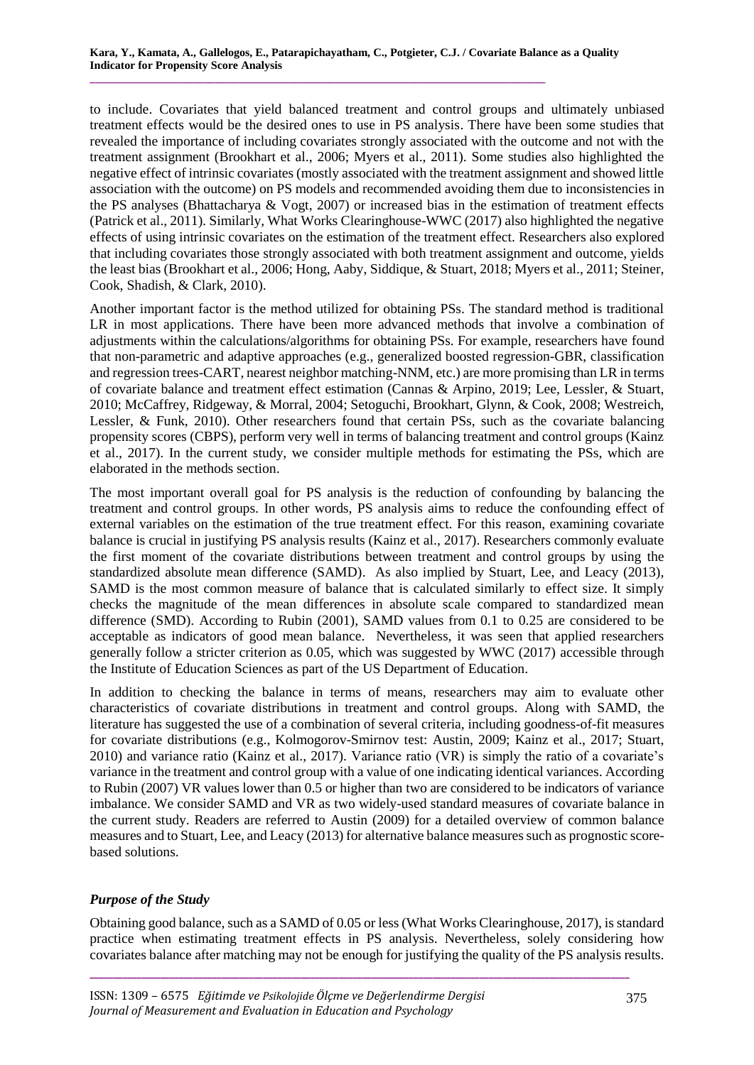to include. Covariates that yield balanced treatment and control groups and ultimately unbiased treatment effects would be the desired ones to use in PS analysis. There have been some studies that revealed the importance of including covariates strongly associated with the outcome and not with the treatment assignment (Brookhart et al., 2006; Myers et al., 2011). Some studies also highlighted the negative effect of intrinsic covariates (mostly associated with the treatment assignment and showed little association with the outcome) on PS models and recommended avoiding them due to inconsistencies in the PS analyses (Bhattacharya & Vogt, 2007) or increased bias in the estimation of treatment effects (Patrick et al., 2011). Similarly, What Works Clearinghouse-WWC (2017) also highlighted the negative effects of using intrinsic covariates on the estimation of the treatment effect. Researchers also explored that including covariates those strongly associated with both treatment assignment and outcome, yields the least bias (Brookhart et al., 2006; Hong, Aaby, Siddique, & Stuart, 2018; Myers et al., 2011; Steiner, Cook, Shadish, & Clark, 2010).

Another important factor is the method utilized for obtaining PSs. The standard method is traditional LR in most applications. There have been more advanced methods that involve a combination of adjustments within the calculations/algorithms for obtaining PSs. For example, researchers have found that non-parametric and adaptive approaches (e.g., generalized boosted regression-GBR, classification and regression trees-CART, nearest neighbor matching-NNM, etc.) are more promising than LR in terms of covariate balance and treatment effect estimation (Cannas & Arpino, 2019; Lee, Lessler, & Stuart, 2010; McCaffrey, Ridgeway, & Morral, 2004; Setoguchi, Brookhart, Glynn, & Cook, 2008; Westreich, Lessler, & Funk, 2010). Other researchers found that certain PSs, such as the covariate balancing propensity scores (CBPS), perform very well in terms of balancing treatment and control groups (Kainz et al., 2017). In the current study, we consider multiple methods for estimating the PSs, which are elaborated in the methods section.

The most important overall goal for PS analysis is the reduction of confounding by balancing the treatment and control groups. In other words, PS analysis aims to reduce the confounding effect of external variables on the estimation of the true treatment effect. For this reason, examining covariate balance is crucial in justifying PS analysis results (Kainz et al., 2017). Researchers commonly evaluate the first moment of the covariate distributions between treatment and control groups by using the standardized absolute mean difference (SAMD). As also implied by Stuart, Lee, and Leacy (2013), SAMD is the most common measure of balance that is calculated similarly to effect size. It simply checks the magnitude of the mean differences in absolute scale compared to standardized mean difference (SMD). According to Rubin (2001), SAMD values from 0.1 to 0.25 are considered to be acceptable as indicators of good mean balance. Nevertheless, it was seen that applied researchers generally follow a stricter criterion as 0.05, which was suggested by WWC (2017) accessible through the Institute of Education Sciences as part of the US Department of Education.

In addition to checking the balance in terms of means, researchers may aim to evaluate other characteristics of covariate distributions in treatment and control groups. Along with SAMD, the literature has suggested the use of a combination of several criteria, including goodness-of-fit measures for covariate distributions (e.g., Kolmogorov-Smirnov test: Austin, 2009; Kainz et al., 2017; Stuart, 2010) and variance ratio (Kainz et al., 2017). Variance ratio (VR) is simply the ratio of a covariate's variance in the treatment and control group with a value of one indicating identical variances. According to Rubin (2007) VR values lower than 0.5 or higher than two are considered to be indicators of variance imbalance. We consider SAMD and VR as two widely-used standard measures of covariate balance in the current study. Readers are referred to Austin (2009) for a detailed overview of common balance measures and to Stuart, Lee, and Leacy (2013) for alternative balance measures such as prognostic score-based solutions.

### *Purpose of the Study*

Obtaining good balance, such as a SAMD of 0.05 or less (What Works Clearinghouse, 2017), is standard practice when estimating treatment effects in PS analysis. Nevertheless, solely considering how covariates balance after matching may not be enough for justifying the quality of the PS analysis results.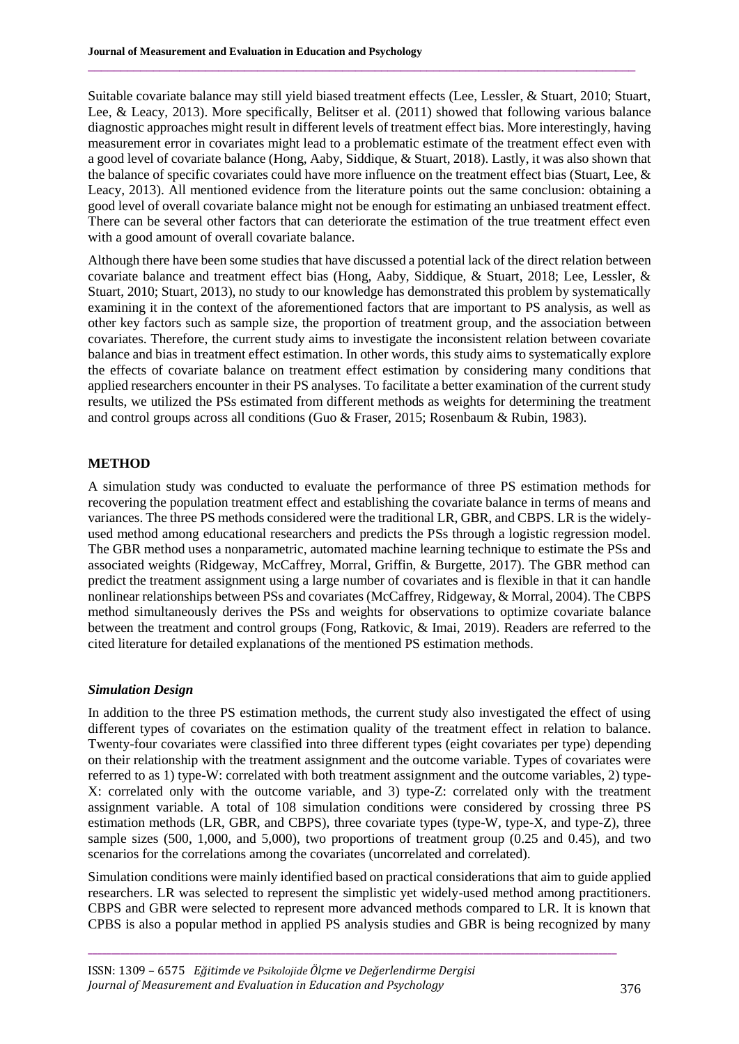Suitable covariate balance may still yield biased treatment effects (Lee, Lessler, & Stuart, 2010; Stuart, Lee, & Leacy, 2013). More specifically, Belitser et al. (2011) showed that following various balance diagnostic approaches might result in different levels of treatment effect bias. More interestingly, having measurement error in covariates might lead to a problematic estimate of the treatment effect even with a good level of covariate balance (Hong, Aaby, Siddique, & Stuart, 2018). Lastly, it was also shown that the balance of specific covariates could have more influence on the treatment effect bias (Stuart, Lee, & Leacy, 2013). All mentioned evidence from the literature points out the same conclusion: obtaining a good level of overall covariate balance might not be enough for estimating an unbiased treatment effect. There can be several other factors that can deteriorate the estimation of the true treatment effect even with a good amount of overall covariate balance.

Although there have been some studies that have discussed a potential lack of the direct relation between covariate balance and treatment effect bias (Hong, Aaby, Siddique, & Stuart, 2018; Lee, Lessler, & Stuart, 2010; Stuart, 2013), no study to our knowledge has demonstrated this problem by systematically examining it in the context of the aforementioned factors that are important to PS analysis, as well as other key factors such as sample size, the proportion of treatment group, and the association between covariates. Therefore, the current study aims to investigate the inconsistent relation between covariate balance and bias in treatment effect estimation. In other words, this study aims to systematically explore the effects of covariate balance on treatment effect estimation by considering many conditions that applied researchers encounter in their PS analyses. To facilitate a better examination of the current study results, we utilized the PSs estimated from different methods as weights for determining the treatment and control groups across all conditions (Guo & Fraser, 2015; Rosenbaum & Rubin, 1983).

## METHOD

A simulation study was conducted to evaluate the performance of three PS estimation methods for recovering the population treatment effect and establishing the covariate balance in terms of means and variances. The three PS methods considered were the traditional LR, GBR, and CBPS. LR is the widely-used method among educational researchers and predicts the PSs through a logistic regression model. The GBR method uses a nonparametric, automated machine learning technique to estimate the PSs and associated weights (Ridgeway, McCaffrey, Morral, Griffin, & Burgette, 2017). The GBR method can predict the treatment assignment using a large number of covariates and is flexible in that it can handle nonlinear relationships between PSs and covariates (McCaffrey, Ridgeway, & Morral, 2004). The CBPS method simultaneously derives the PSs and weights for observations to optimize covariate balance between the treatment and control groups (Fong, Ratkovic, & Imai, 2019). Readers are referred to the cited literature for detailed explanations of the mentioned PS estimation methods.

### *Simulation Design*

In addition to the three PS estimation methods, the current study also investigated the effect of using different types of covariates on the estimation quality of the treatment effect in relation to balance. Twenty-four covariates were classified into three different types (eight covariates per type) depending on their relationship with the treatment assignment and the outcome variable. Types of covariates were referred to as 1) type-W: correlated with both treatment assignment and the outcome variables, 2) type-X: correlated only with the outcome variable, and 3) type-Z: correlated only with the treatment assignment variable. A total of 108 simulation conditions were considered by crossing three PS estimation methods (LR, GBR, and CBPS), three covariate types (type-W, type-X, and type-Z), three sample sizes (500, 1,000, and 5,000), two proportions of treatment group (0.25 and 0.45), and two scenarios for the correlations among the covariates (uncorrelated and correlated).

Simulation conditions were mainly identified based on practical considerations that aim to guide applied researchers. LR was selected to represent the simplistic yet widely-used method among practitioners. CBPS and GBR were selected to represent more advanced methods compared to LR. It is known that CPBS is also a popular method in applied PS analysis studies and GBR is being recognized by many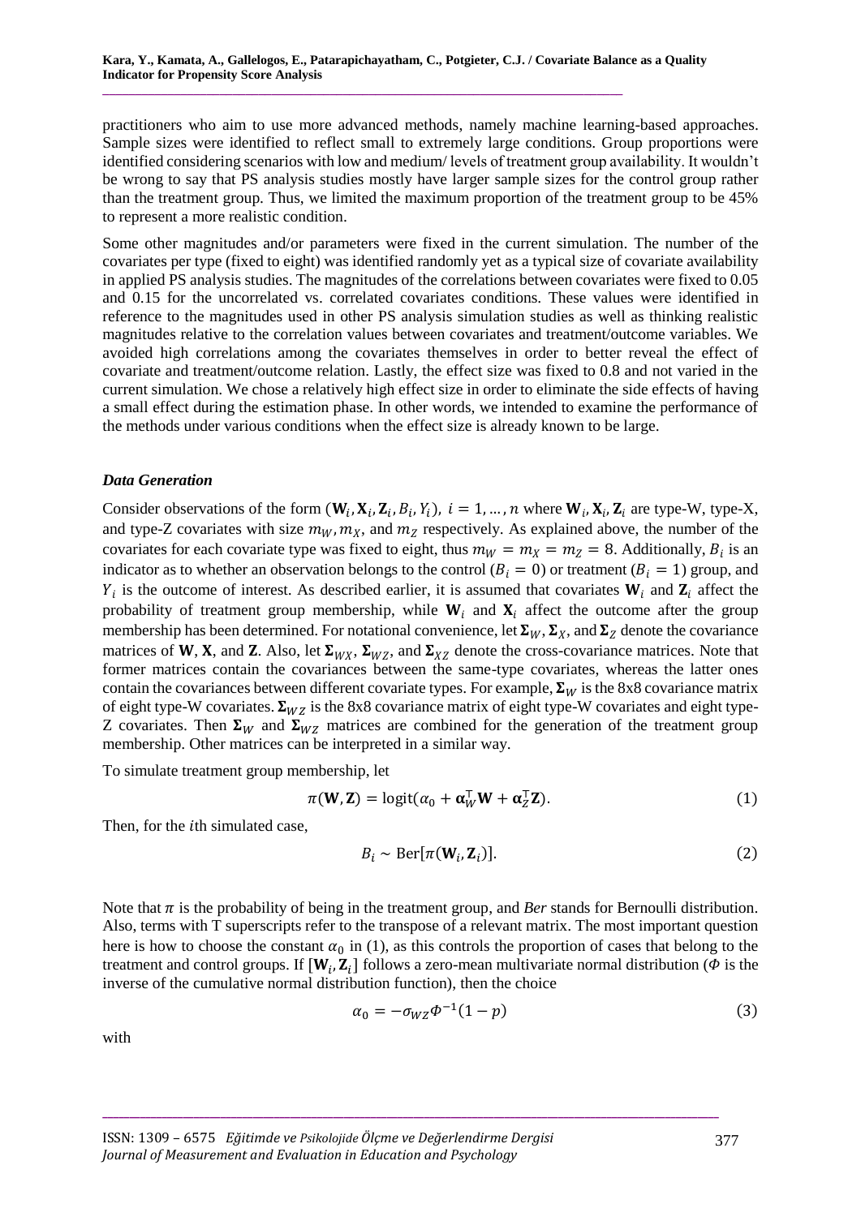practitioners who aim to use more advanced methods, namely machine learning-based approaches. Sample sizes were identified to reflect small to extremely large conditions. Group proportions were identified considering scenarios with low and medium/ levels of treatment group availability. It wouldn't be wrong to say that PS analysis studies mostly have larger sample sizes for the control group rather than the treatment group. Thus, we limited the maximum proportion of the treatment group to be 45% to represent a more realistic condition.

Some other magnitudes and/or parameters were fixed in the current simulation. The number of the covariates per type (fixed to eight) was identified randomly yet as a typical size of covariate availability in applied PS analysis studies. The magnitudes of the correlations between covariates were fixed to 0.05 and 0.15 for the uncorrelated vs. correlated covariates conditions. These values were identified in reference to the magnitudes used in other PS analysis simulation studies as well as thinking realistic magnitudes relative to the correlation values between covariates and treatment/outcome variables. We avoided high correlations among the covariates themselves in order to better reveal the effect of covariate and treatment/outcome relation. Lastly, the effect size was fixed to 0.8 and not varied in the current simulation. We chose a relatively high effect size in order to eliminate the side effects of having a small effect during the estimation phase. In other words, we intended to examine the performance of the methods under various conditions when the effect size is already known to be large.

### *Data Generation*

Consider observations of the form $(\mathbf{W}_i, \mathbf{X}_i, \mathbf{Z}_i, B_i, Y_i),\ i = 1, \ldots, n$ where $\mathbf{W}_i, \mathbf{X}_i, \mathbf{Z}_i$ are type-W, type-X, and type-Z covariates with size $m_W, m_X$, and $m_Z$ respectively. As explained above, the number of the covariates for each covariate type was fixed to eight, thus $m_W = m_X = m_Z = 8$. Additionally, $B_i$ is an indicator as to whether an observation belongs to the control ($B_i = 0$) or treatment ($B_i = 1$) group, and $Y_i$ is the outcome of interest. As described earlier, it is assumed that covariates $\mathbf{W}_i$ and $\mathbf{Z}_i$ affect the probability of treatment group membership, while $\mathbf{W}_i$ and $\mathbf{X}_i$ affect the outcome after the group membership has been determined. For notational convenience, let $\mathbf{\Sigma}_W, \mathbf{\Sigma}_X$, and $\mathbf{\Sigma}_Z$ denote the covariance matrices of $\mathbf{W}$, $\mathbf{X}$, and $\mathbf{Z}$. Also, let $\mathbf{\Sigma}_{WX}$, $\mathbf{\Sigma}_{WZ}$, and $\mathbf{\Sigma}_{XZ}$ denote the cross-covariance matrices. Note that former matrices contain the covariances between the same-type covariates, whereas the latter ones contain the covariances between different covariate types. For example, $\mathbf{\Sigma}_W$ is the 8x8 covariance matrix of eight type-W covariates. $\mathbf{\Sigma}_{WZ}$ is the 8x8 covariance matrix of eight type-W covariates and eight type-Z covariates. Then $\mathbf{\Sigma}_W$ and $\mathbf{\Sigma}_{WZ}$ matrices are combined for the generation of the treatment group membership. Other matrices can be interpreted in a similar way.

To simulate treatment group membership, let

$$\pi(\mathbf{W}, \mathbf{Z}) = \text{logit}(\alpha_0 + \boldsymbol{\alpha}_W^\top \mathbf{W} + \boldsymbol{\alpha}_Z^\top \mathbf{Z}). \tag{1}$$

Then, for the $i$th simulated case,

$$B_i \sim \text{Ber}[\pi(\mathbf{W}_i, \mathbf{Z}_i)]. \tag{2}$$

Note that $\pi$ is the probability of being in the treatment group, and *Ber* stands for Bernoulli distribution. Also, terms with T superscripts refer to the transpose of a relevant matrix. The most important question here is how to choose the constant $\alpha_0$ in (1), as this controls the proportion of cases that belong to the treatment and control groups. If $[\mathbf{W}_i, \mathbf{Z}_i]$ follows a zero-mean multivariate normal distribution ($\Phi$ is the inverse of the cumulative normal distribution function), then the choice

$$\alpha_0 = -\sigma_{WZ} \Phi^{-1}(1 - p) \tag{3}$$

with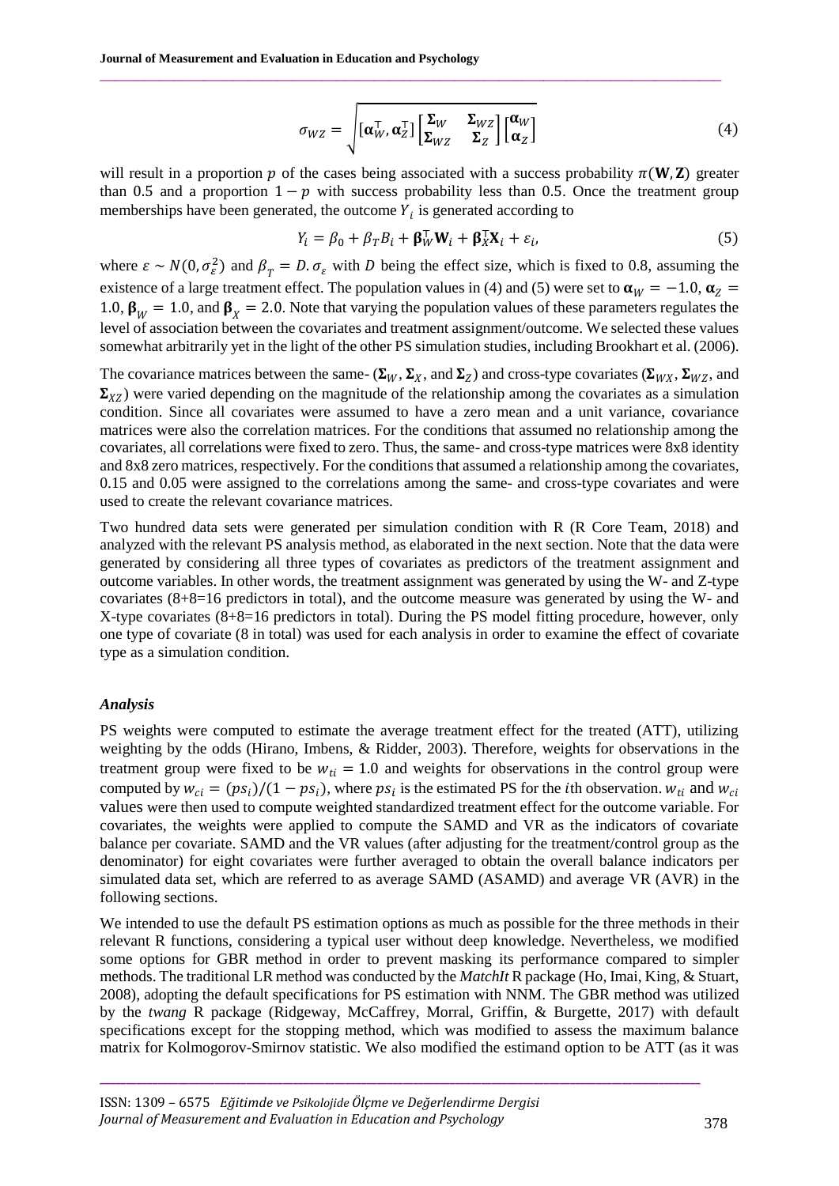$$\sigma_{WZ} = \sqrt{[\boldsymbol{\alpha}_W^\top, \boldsymbol{\alpha}_Z^\top] \begin{bmatrix} \boldsymbol{\Sigma}_W & \boldsymbol{\Sigma}_{WZ} \\ \boldsymbol{\Sigma}_{WZ} & \boldsymbol{\Sigma}_Z \end{bmatrix} \begin{bmatrix} \boldsymbol{\alpha}_W \\ \boldsymbol{\alpha}_Z \end{bmatrix}} \tag{4}$$

will result in a proportion $p$ of the cases being associated with a success probability $\pi(\mathbf{W}, \mathbf{Z})$ greater than 0.5 and a proportion $1 - p$ with success probability less than 0.5. Once the treatment group memberships have been generated, the outcome $Y_i$ is generated according to

$$Y_i = \beta_0 + \beta_T B_i + \boldsymbol{\beta}_W^\top \mathbf{W}_i + \boldsymbol{\beta}_X^\top \mathbf{X}_i + \varepsilon_i, \tag{5}$$

where $\varepsilon \sim N(0, \sigma_\varepsilon^2)$ and $\beta_T = D.\sigma_\varepsilon$ with $D$ being the effect size, which is fixed to 0.8, assuming the existence of a large treatment effect. The population values in (4) and (5) were set to $\boldsymbol{\alpha}_W = -1.0$, $\boldsymbol{\alpha}_Z = 1.0$, $\boldsymbol{\beta}_W = 1.0$, and $\boldsymbol{\beta}_X = 2.0$. Note that varying the population values of these parameters regulates the level of association between the covariates and treatment assignment/outcome. We selected these values somewhat arbitrarily yet in the light of the other PS simulation studies, including Brookhart et al. (2006).

The covariance matrices between the same- ($\boldsymbol{\Sigma}_W$, $\boldsymbol{\Sigma}_X$, and $\boldsymbol{\Sigma}_Z$) and cross-type covariates ($\boldsymbol{\Sigma}_{WX}$, $\boldsymbol{\Sigma}_{WZ}$, and $\boldsymbol{\Sigma}_{XZ}$) were varied depending on the magnitude of the relationship among the covariates as a simulation condition. Since all covariates were assumed to have a zero mean and a unit variance, covariance matrices were also the correlation matrices. For the conditions that assumed no relationship among the covariates, all correlations were fixed to zero. Thus, the same- and cross-type matrices were 8x8 identity and 8x8 zero matrices, respectively. For the conditions that assumed a relationship among the covariates, 0.15 and 0.05 were assigned to the correlations among the same- and cross-type covariates and were used to create the relevant covariance matrices.

Two hundred data sets were generated per simulation condition with R (R Core Team, 2018) and analyzed with the relevant PS analysis method, as elaborated in the next section. Note that the data were generated by considering all three types of covariates as predictors of the treatment assignment and outcome variables. In other words, the treatment assignment was generated by using the W- and Z-type covariates (8+8=16 predictors in total), and the outcome measure was generated by using the W- and X-type covariates (8+8=16 predictors in total). During the PS model fitting procedure, however, only one type of covariate (8 in total) was used for each analysis in order to examine the effect of covariate type as a simulation condition.

### *Analysis*

PS weights were computed to estimate the average treatment effect for the treated (ATT), utilizing weighting by the odds (Hirano, Imbens, & Ridder, 2003). Therefore, weights for observations in the treatment group were fixed to be $w_{ti} = 1.0$ and weights for observations in the control group were computed by $w_{ci} = (ps_i)/(1 - ps_i)$, where $ps_i$ is the estimated PS for the $i$th observation. $w_{ti}$ and $w_{ci}$ values were then used to compute weighted standardized treatment effect for the outcome variable. For covariates, the weights were applied to compute the SAMD and VR as the indicators of covariate balance per covariate. SAMD and the VR values (after adjusting for the treatment/control group as the denominator) for eight covariates were further averaged to obtain the overall balance indicators per simulated data set, which are referred to as average SAMD (ASAMD) and average VR (AVR) in the following sections.

We intended to use the default PS estimation options as much as possible for the three methods in their relevant R functions, considering a typical user without deep knowledge. Nevertheless, we modified some options for GBR method in order to prevent masking its performance compared to simpler methods. The traditional LR method was conducted by the *MatchIt* R package (Ho, Imai, King, & Stuart, 2008), adopting the default specifications for PS estimation with NNM. The GBR method was utilized by the *twang* R package (Ridgeway, McCaffrey, Morral, Griffin, & Burgette, 2017) with default specifications except for the stopping method, which was modified to assess the maximum balance matrix for Kolmogorov-Smirnov statistic. We also modified the estimand option to be ATT (as it was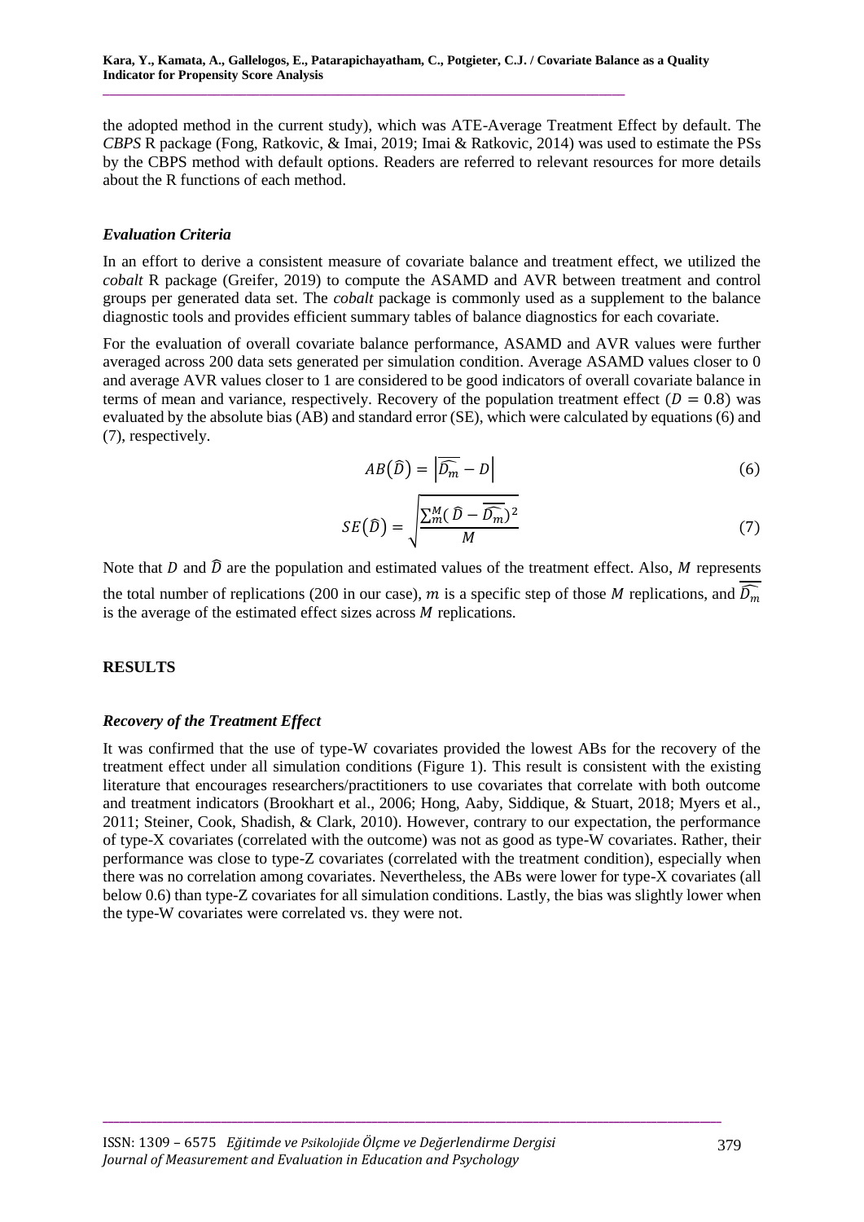the adopted method in the current study), which was ATE-Average Treatment Effect by default. The *CBPS* R package (Fong, Ratkovic, & Imai, 2019; Imai & Ratkovic, 2014) was used to estimate the PSs by the CBPS method with default options. Readers are referred to relevant resources for more details about the R functions of each method.

### *Evaluation Criteria*

In an effort to derive a consistent measure of covariate balance and treatment effect, we utilized the *cobalt* R package (Greifer, 2019) to compute the ASAMD and AVR between treatment and control groups per generated data set. The *cobalt* package is commonly used as a supplement to the balance diagnostic tools and provides efficient summary tables of balance diagnostics for each covariate.

For the evaluation of overall covariate balance performance, ASAMD and AVR values were further averaged across 200 data sets generated per simulation condition. Average ASAMD values closer to 0 and average AVR values closer to 1 are considered to be good indicators of overall covariate balance in terms of mean and variance, respectively. Recovery of the population treatment effect ($D = 0.8$) was evaluated by the absolute bias (AB) and standard error (SE), which were calculated by equations (6) and (7), respectively.

$$AB(\widehat{D}) = \left|\overline{\widehat{D_m}} - D\right| \tag{6}$$

$$SE(\widehat{D}) = \sqrt{\frac{\sum_m^M (\widehat{D} - \overline{\widehat{D_m}})^2}{M}} \tag{7}$$

Note that $D$ and $\widehat{D}$ are the population and estimated values of the treatment effect. Also, $M$ represents the total number of replications (200 in our case), $m$ is a specific step of those $M$ replications, and $\overline{\widehat{D_m}}$ is the average of the estimated effect sizes across $M$ replications.

## RESULTS

### *Recovery of the Treatment Effect*

It was confirmed that the use of type-W covariates provided the lowest ABs for the recovery of the treatment effect under all simulation conditions (Figure 1). This result is consistent with the existing literature that encourages researchers/practitioners to use covariates that correlate with both outcome and treatment indicators (Brookhart et al., 2006; Hong, Aaby, Siddique, & Stuart, 2018; Myers et al., 2011; Steiner, Cook, Shadish, & Clark, 2010). However, contrary to our expectation, the performance of type-X covariates (correlated with the outcome) was not as good as type-W covariates. Rather, their performance was close to type-Z covariates (correlated with the treatment condition), especially when there was no correlation among covariates. Nevertheless, the ABs were lower for type-X covariates (all below 0.6) than type-Z covariates for all simulation conditions. Lastly, the bias was slightly lower when the type-W covariates were correlated vs. they were not.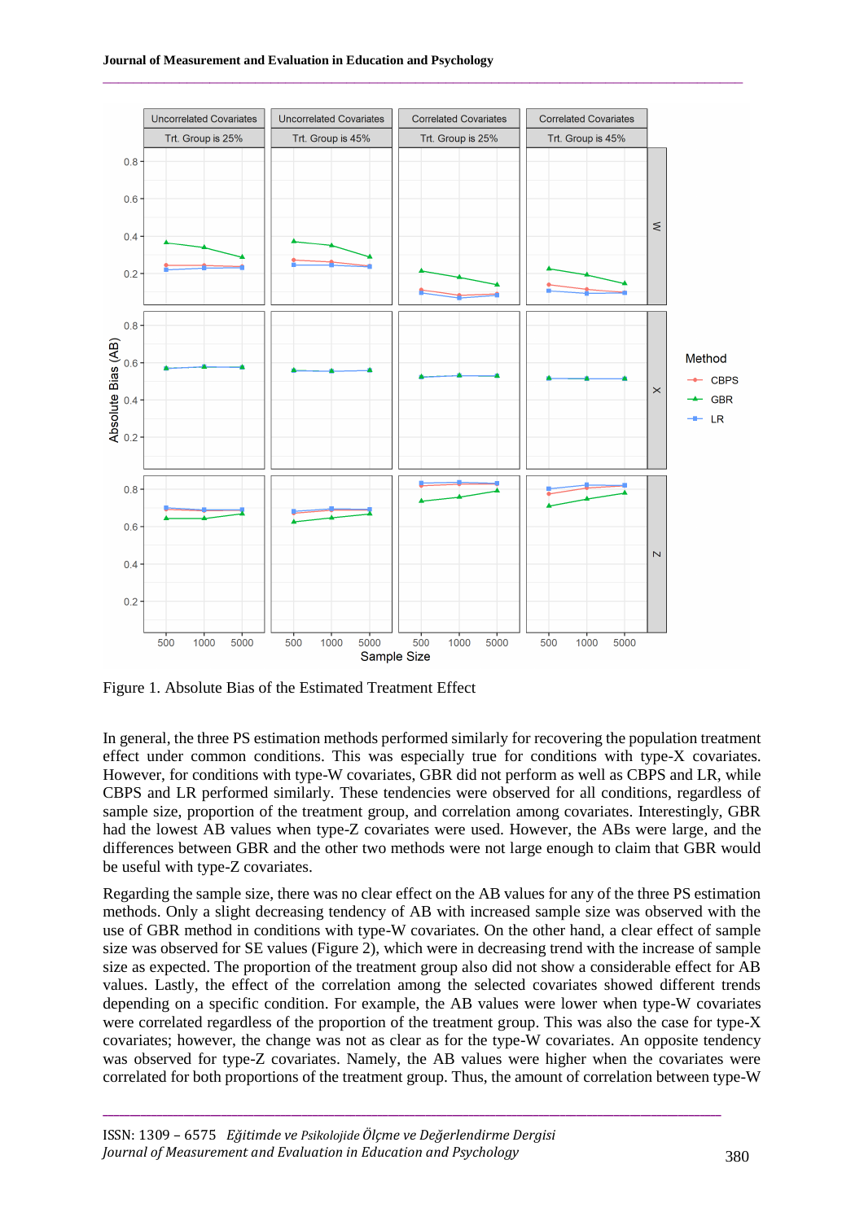Figure 1. Absolute Bias of the Estimated Treatment Effect

In general, the three PS estimation methods performed similarly for recovering the population treatment effect under common conditions. This was especially true for conditions with type-X covariates. However, for conditions with type-W covariates, GBR did not perform as well as CBPS and LR, while CBPS and LR performed similarly. These tendencies were observed for all conditions, regardless of sample size, proportion of the treatment group, and correlation among covariates. Interestingly, GBR had the lowest AB values when type-Z covariates were used. However, the ABs were large, and the differences between GBR and the other two methods were not large enough to claim that GBR would be useful with type-Z covariates.

Regarding the sample size, there was no clear effect on the AB values for any of the three PS estimation methods. Only a slight decreasing tendency of AB with increased sample size was observed with the use of GBR method in conditions with type-W covariates. On the other hand, a clear effect of sample size was observed for SE values (Figure 2), which were in decreasing trend with the increase of sample size as expected. The proportion of the treatment group also did not show a considerable effect for AB values. Lastly, the effect of the correlation among the selected covariates showed different trends depending on a specific condition. For example, the AB values were lower when type-W covariates were correlated regardless of the proportion of the treatment group. This was also the case for type-X covariates; however, the change was not as clear as for the type-W covariates. An opposite tendency was observed for type-Z covariates. Namely, the AB values were higher when the covariates were correlated for both proportions of the treatment group. Thus, the amount of correlation between type-W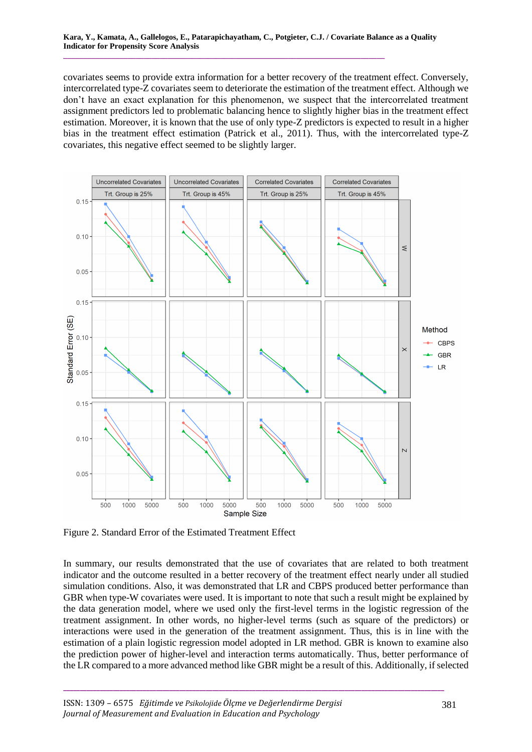covariates seems to provide extra information for a better recovery of the treatment effect. Conversely, intercorrelated type-Z covariates seem to deteriorate the estimation of the treatment effect. Although we don't have an exact explanation for this phenomenon, we suspect that the intercorrelated treatment assignment predictors led to problematic balancing hence to slightly higher bias in the treatment effect estimation. Moreover, it is known that the use of only type-Z predictors is expected to result in a higher bias in the treatment effect estimation (Patrick et al., 2011). Thus, with the intercorrelated type-Z covariates, this negative effect seemed to be slightly larger.

Figure 2. Standard Error of the Estimated Treatment Effect

In summary, our results demonstrated that the use of covariates that are related to both treatment indicator and the outcome resulted in a better recovery of the treatment effect nearly under all studied simulation conditions. Also, it was demonstrated that LR and CBPS produced better performance than GBR when type-W covariates were used. It is important to note that such a result might be explained by the data generation model, where we used only the first-level terms in the logistic regression of the treatment assignment. In other words, no higher-level terms (such as square of the predictors) or interactions were used in the generation of the treatment assignment. Thus, this is in line with the estimation of a plain logistic regression model adopted in LR method. GBR is known to examine also the prediction power of higher-level and interaction terms automatically. Thus, better performance of the LR compared to a more advanced method like GBR might be a result of this. Additionally, if selected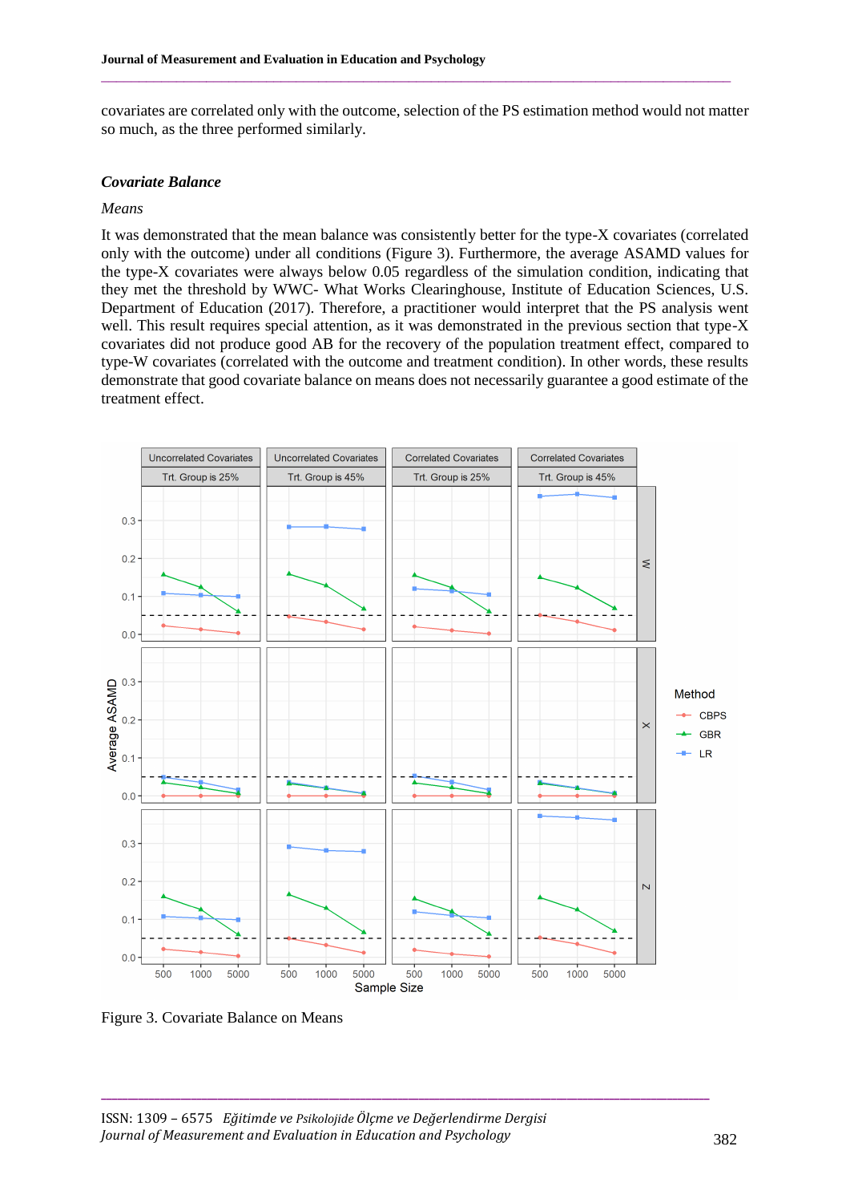covariates are correlated only with the outcome, selection of the PS estimation method would not matter so much, as the three performed similarly.

### *Covariate Balance*

*Means*

It was demonstrated that the mean balance was consistently better for the type-X covariates (correlated only with the outcome) under all conditions (Figure 3). Furthermore, the average ASAMD values for the type-X covariates were always below 0.05 regardless of the simulation condition, indicating that they met the threshold by WWC- What Works Clearinghouse, Institute of Education Sciences, U.S. Department of Education (2017). Therefore, a practitioner would interpret that the PS analysis went well. This result requires special attention, as it was demonstrated in the previous section that type-X covariates did not produce good AB for the recovery of the population treatment effect, compared to type-W covariates (correlated with the outcome and treatment condition). In other words, these results demonstrate that good covariate balance on means does not necessarily guarantee a good estimate of the treatment effect.

Figure 3. Covariate Balance on Means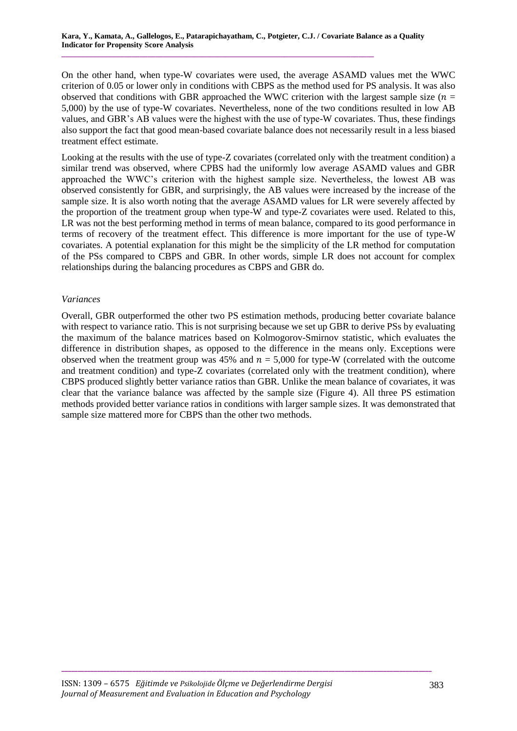On the other hand, when type-W covariates were used, the average ASAMD values met the WWC criterion of 0.05 or lower only in conditions with CBPS as the method used for PS analysis. It was also observed that conditions with GBR approached the WWC criterion with the largest sample size ($n$ = 5,000) by the use of type-W covariates. Nevertheless, none of the two conditions resulted in low AB values, and GBR's AB values were the highest with the use of type-W covariates. Thus, these findings also support the fact that good mean-based covariate balance does not necessarily result in a less biased treatment effect estimate.

Looking at the results with the use of type-Z covariates (correlated only with the treatment condition) a similar trend was observed, where CPBS had the uniformly low average ASAMD values and GBR approached the WWC's criterion with the highest sample size. Nevertheless, the lowest AB was observed consistently for GBR, and surprisingly, the AB values were increased by the increase of the sample size. It is also worth noting that the average ASAMD values for LR were severely affected by the proportion of the treatment group when type-W and type-Z covariates were used. Related to this, LR was not the best performing method in terms of mean balance, compared to its good performance in terms of recovery of the treatment effect. This difference is more important for the use of type-W covariates. A potential explanation for this might be the simplicity of the LR method for computation of the PSs compared to CBPS and GBR. In other words, simple LR does not account for complex relationships during the balancing procedures as CBPS and GBR do.

*Variances*

Overall, GBR outperformed the other two PS estimation methods, producing better covariate balance with respect to variance ratio. This is not surprising because we set up GBR to derive PSs by evaluating the maximum of the balance matrices based on Kolmogorov-Smirnov statistic, which evaluates the difference in distribution shapes, as opposed to the difference in the means only. Exceptions were observed when the treatment group was 45% and $n$ = 5,000 for type-W (correlated with the outcome and treatment condition) and type-Z covariates (correlated only with the treatment condition), where CBPS produced slightly better variance ratios than GBR. Unlike the mean balance of covariates, it was clear that the variance balance was affected by the sample size (Figure 4). All three PS estimation methods provided better variance ratios in conditions with larger sample sizes. It was demonstrated that sample size mattered more for CBPS than the other two methods.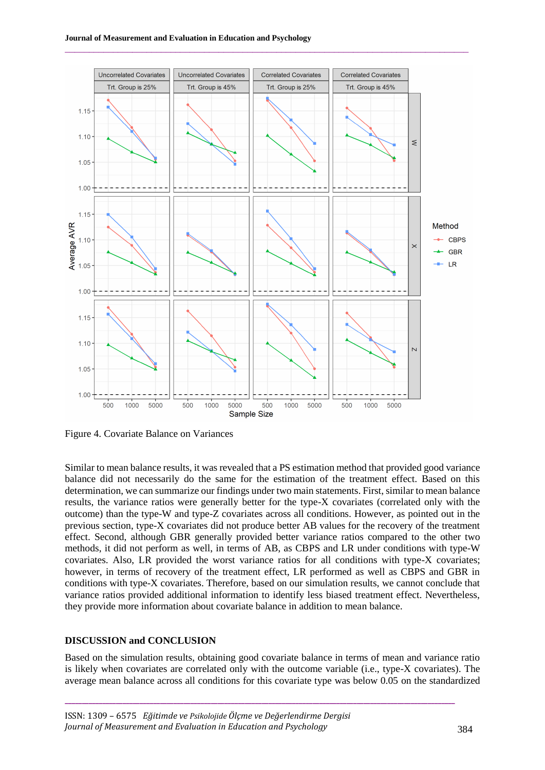Figure 4. Covariate Balance on Variances

Similar to mean balance results, it was revealed that a PS estimation method that provided good variance balance did not necessarily do the same for the estimation of the treatment effect. Based on this determination, we can summarize our findings under two main statements. First, similar to mean balance results, the variance ratios were generally better for the type-X covariates (correlated only with the outcome) than the type-W and type-Z covariates across all conditions. However, as pointed out in the previous section, type-X covariates did not produce better AB values for the recovery of the treatment effect. Second, although GBR generally provided better variance ratios compared to the other two methods, it did not perform as well, in terms of AB, as CBPS and LR under conditions with type-W covariates. Also, LR provided the worst variance ratios for all conditions with type-X covariates; however, in terms of recovery of the treatment effect, LR performed as well as CBPS and GBR in conditions with type-X covariates. Therefore, based on our simulation results, we cannot conclude that variance ratios provided additional information to identify less biased treatment effect. Nevertheless, they provide more information about covariate balance in addition to mean balance.

## DISCUSSION and CONCLUSION

Based on the simulation results, obtaining good covariate balance in terms of mean and variance ratio is likely when covariates are correlated only with the outcome variable (i.e., type-X covariates). The average mean balance across all conditions for this covariate type was below 0.05 on the standardized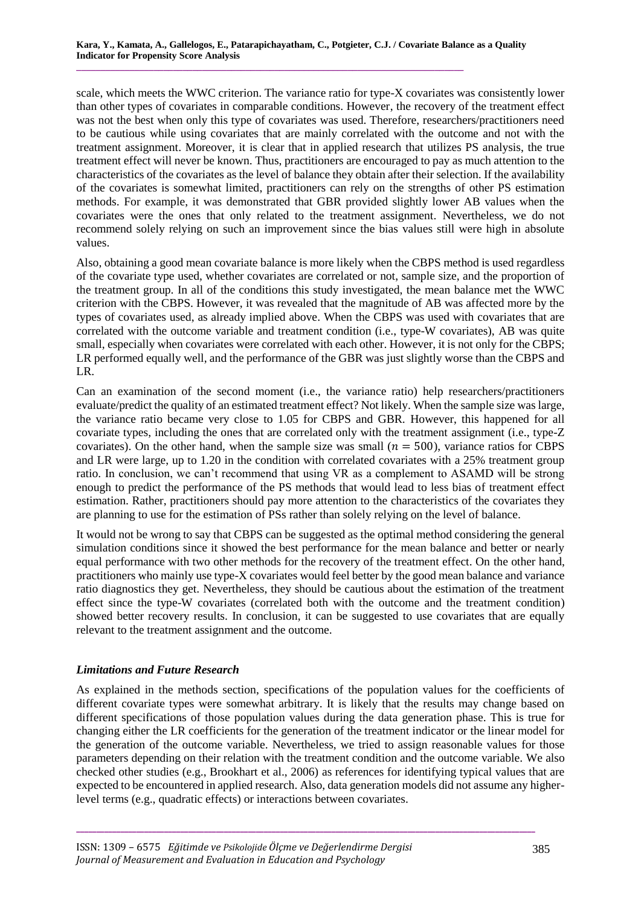scale, which meets the WWC criterion. The variance ratio for type-X covariates was consistently lower than other types of covariates in comparable conditions. However, the recovery of the treatment effect was not the best when only this type of covariates was used. Therefore, researchers/practitioners need to be cautious while using covariates that are mainly correlated with the outcome and not with the treatment assignment. Moreover, it is clear that in applied research that utilizes PS analysis, the true treatment effect will never be known. Thus, practitioners are encouraged to pay as much attention to the characteristics of the covariates as the level of balance they obtain after their selection. If the availability of the covariates is somewhat limited, practitioners can rely on the strengths of other PS estimation methods. For example, it was demonstrated that GBR provided slightly lower AB values when the covariates were the ones that only related to the treatment assignment. Nevertheless, we do not recommend solely relying on such an improvement since the bias values still were high in absolute values.

Also, obtaining a good mean covariate balance is more likely when the CBPS method is used regardless of the covariate type used, whether covariates are correlated or not, sample size, and the proportion of the treatment group. In all of the conditions this study investigated, the mean balance met the WWC criterion with the CBPS. However, it was revealed that the magnitude of AB was affected more by the types of covariates used, as already implied above. When the CBPS was used with covariates that are correlated with the outcome variable and treatment condition (i.e., type-W covariates), AB was quite small, especially when covariates were correlated with each other. However, it is not only for the CBPS; LR performed equally well, and the performance of the GBR was just slightly worse than the CBPS and LR.

Can an examination of the second moment (i.e., the variance ratio) help researchers/practitioners evaluate/predict the quality of an estimated treatment effect? Not likely. When the sample size was large, the variance ratio became very close to 1.05 for CBPS and GBR. However, this happened for all covariate types, including the ones that are correlated only with the treatment assignment (i.e., type-Z covariates). On the other hand, when the sample size was small ($n = 500$), variance ratios for CBPS and LR were large, up to 1.20 in the condition with correlated covariates with a 25% treatment group ratio. In conclusion, we can't recommend that using VR as a complement to ASAMD will be strong enough to predict the performance of the PS methods that would lead to less bias of treatment effect estimation. Rather, practitioners should pay more attention to the characteristics of the covariates they are planning to use for the estimation of PSs rather than solely relying on the level of balance.

It would not be wrong to say that CBPS can be suggested as the optimal method considering the general simulation conditions since it showed the best performance for the mean balance and better or nearly equal performance with two other methods for the recovery of the treatment effect. On the other hand, practitioners who mainly use type-X covariates would feel better by the good mean balance and variance ratio diagnostics they get. Nevertheless, they should be cautious about the estimation of the treatment effect since the type-W covariates (correlated both with the outcome and the treatment condition) showed better recovery results. In conclusion, it can be suggested to use covariates that are equally relevant to the treatment assignment and the outcome.

### *Limitations and Future Research*

As explained in the methods section, specifications of the population values for the coefficients of different covariate types were somewhat arbitrary. It is likely that the results may change based on different specifications of those population values during the data generation phase. This is true for changing either the LR coefficients for the generation of the treatment indicator or the linear model for the generation of the outcome variable. Nevertheless, we tried to assign reasonable values for those parameters depending on their relation with the treatment condition and the outcome variable. We also checked other studies (e.g., Brookhart et al., 2006) as references for identifying typical values that are expected to be encountered in applied research. Also, data generation models did not assume any higher-level terms (e.g., quadratic effects) or interactions between covariates.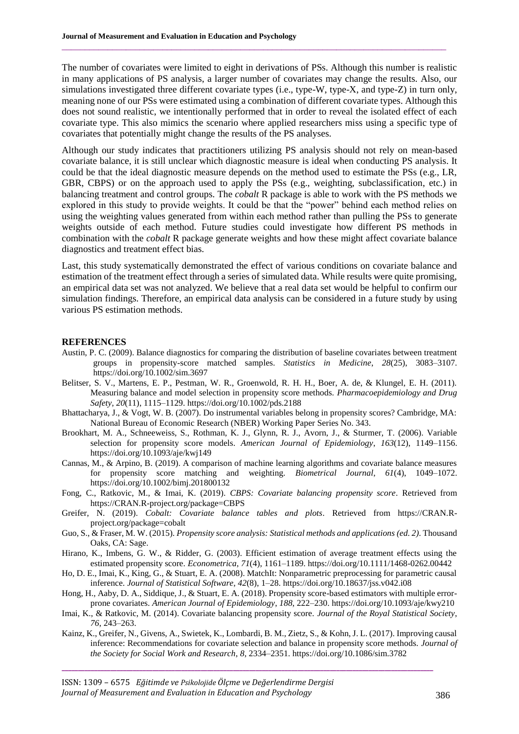The number of covariates were limited to eight in derivations of PSs. Although this number is realistic in many applications of PS analysis, a larger number of covariates may change the results. Also, our simulations investigated three different covariate types (i.e., type-W, type-X, and type-Z) in turn only, meaning none of our PSs were estimated using a combination of different covariate types. Although this does not sound realistic, we intentionally performed that in order to reveal the isolated effect of each covariate type. This also mimics the scenario where applied researchers miss using a specific type of covariates that potentially might change the results of the PS analyses.

Although our study indicates that practitioners utilizing PS analysis should not rely on mean-based covariate balance, it is still unclear which diagnostic measure is ideal when conducting PS analysis. It could be that the ideal diagnostic measure depends on the method used to estimate the PSs (e.g., LR, GBR, CBPS) or on the approach used to apply the PSs (e.g., weighting, subclassification, etc.) in balancing treatment and control groups. The *cobalt* R package is able to work with the PS methods we explored in this study to provide weights. It could be that the "power" behind each method relies on using the weighting values generated from within each method rather than pulling the PSs to generate weights outside of each method. Future studies could investigate how different PS methods in combination with the *cobalt* R package generate weights and how these might affect covariate balance diagnostics and treatment effect bias.

Last, this study systematically demonstrated the effect of various conditions on covariate balance and estimation of the treatment effect through a series of simulated data. While results were quite promising, an empirical data set was not analyzed. We believe that a real data set would be helpful to confirm our simulation findings. Therefore, an empirical data analysis can be considered in a future study by using various PS estimation methods.

## REFERENCES

Austin, P. C. (2009). Balance diagnostics for comparing the distribution of baseline covariates between treatment groups in propensity-score matched samples. *Statistics in Medicine*, *28*(25), 3083–3107. https://doi.org/10.1002/sim.3697

Belitser, S. V., Martens, E. P., Pestman, W. R., Groenwold, R. H. H., Boer, A. de, & Klungel, E. H. (2011). Measuring balance and model selection in propensity score methods. *Pharmacoepidemiology and Drug Safety*, *20*(11), 1115–1129. https://doi.org/10.1002/pds.2188

Bhattacharya, J., & Vogt, W. B. (2007). Do instrumental variables belong in propensity scores? Cambridge, MA: National Bureau of Economic Research (NBER) Working Paper Series No. 343.

Brookhart, M. A., Schneeweiss, S., Rothman, K. J., Glynn, R. J., Avorn, J., & Sturmer, T. (2006). Variable selection for propensity score models. *American Journal of Epidemiology*, *163*(12), 1149–1156. https://doi.org/10.1093/aje/kwj149

Cannas, M., & Arpino, B. (2019). A comparison of machine learning algorithms and covariate balance measures for propensity score matching and weighting. *Biometrical Journal*, *61*(4), 1049–1072. https://doi.org/10.1002/bimj.201800132

Fong, C., Ratkovic, M., & Imai, K. (2019). *CBPS: Covariate balancing propensity score*. Retrieved from https://CRAN.R-project.org/package=CBPS

Greifer, N. (2019). *Cobalt: Covariate balance tables and plots*. Retrieved from https://CRAN.R-project.org/package=cobalt

Guo, S., & Fraser, M. W. (2015). *Propensity score analysis: Statistical methods and applications (ed. 2)*. Thousand Oaks, CA: Sage.

Hirano, K., Imbens, G. W., & Ridder, G. (2003). Efficient estimation of average treatment effects using the estimated propensity score. *Econometrica, 71*(4), 1161–1189. https://doi.org/10.1111/1468-0262.00442

Ho, D. E., Imai, K., King, G., & Stuart, E. A. (2008). MatchIt: Nonparametric preprocessing for parametric causal inference. *Journal of Statistical Software*, *42*(8), 1–28. https://doi.org/10.18637/jss.v042.i08

Hong, H., Aaby, D. A., Siddique, J., & Stuart, E. A. (2018). Propensity score-based estimators with multiple error-prone covariates. *American Journal of Epidemiology*, *188*, 222–230. https://doi.org/10.1093/aje/kwy210

Imai, K., & Ratkovic, M. (2014). Covariate balancing propensity score. *Journal of the Royal Statistical Society*, *76*, 243–263.

Kainz, K., Greifer, N., Givens, A., Swietek, K., Lombardi, B. M., Zietz, S., & Kohn, J. L. (2017). Improving causal inference: Recommendations for covariate selection and balance in propensity score methods. *Journal of the Society for Social Work and Research, 8*, 2334–2351. https://doi.org/10.1086/sim.3782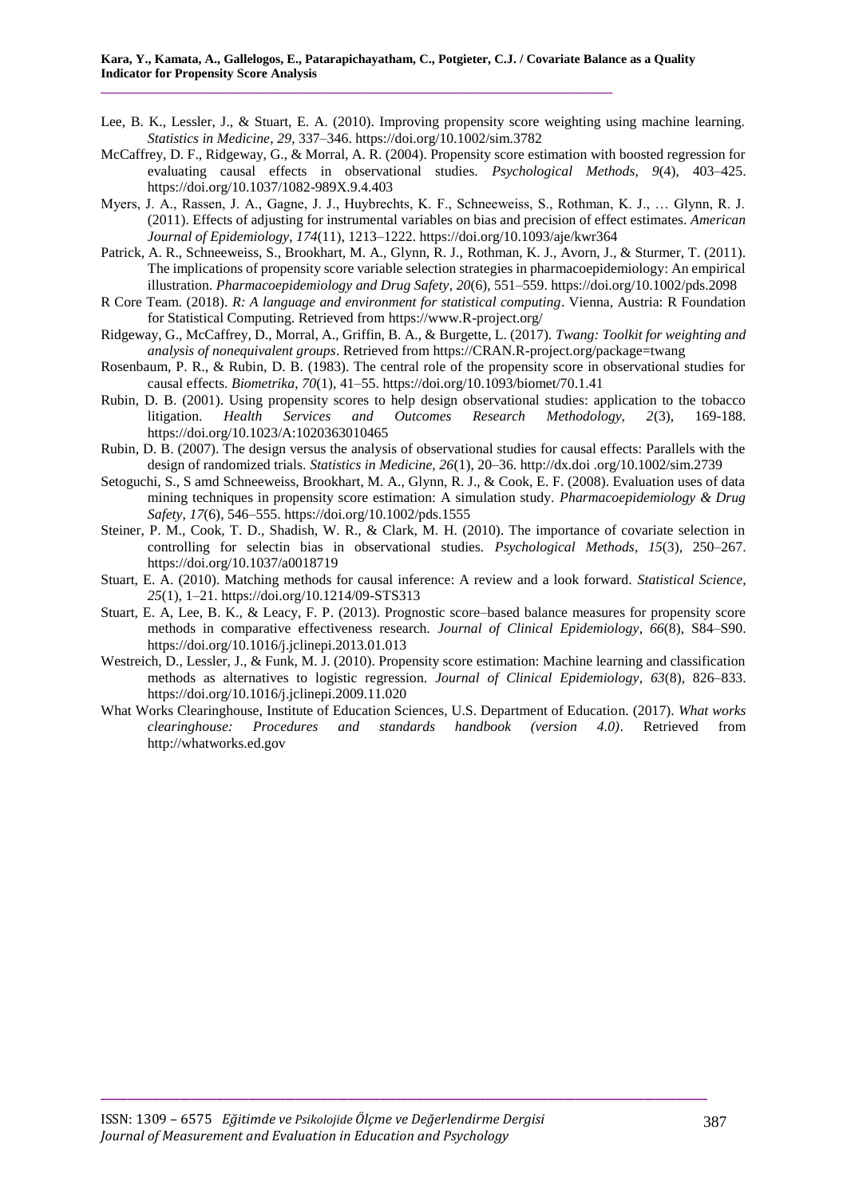Lee, B. K., Lessler, J., & Stuart, E. A. (2010). Improving propensity score weighting using machine learning. *Statistics in Medicine*, *29*, 337–346. https://doi.org/10.1002/sim.3782

McCaffrey, D. F., Ridgeway, G., & Morral, A. R. (2004). Propensity score estimation with boosted regression for evaluating causal effects in observational studies. *Psychological Methods*, *9*(4), 403–425. https://doi.org/10.1037/1082-989X.9.4.403

Myers, J. A., Rassen, J. A., Gagne, J. J., Huybrechts, K. F., Schneeweiss, S., Rothman, K. J., … Glynn, R. J. (2011). Effects of adjusting for instrumental variables on bias and precision of effect estimates. *American Journal of Epidemiology*, *174*(11), 1213–1222. https://doi.org/10.1093/aje/kwr364

Patrick, A. R., Schneeweiss, S., Brookhart, M. A., Glynn, R. J., Rothman, K. J., Avorn, J., & Sturmer, T. (2011). The implications of propensity score variable selection strategies in pharmacoepidemiology: An empirical illustration. *Pharmacoepidemiology and Drug Safety*, *20*(6), 551–559. https://doi.org/10.1002/pds.2098

R Core Team. (2018). *R: A language and environment for statistical computing*. Vienna, Austria: R Foundation for Statistical Computing. Retrieved from https://www.R-project.org/

Ridgeway, G., McCaffrey, D., Morral, A., Griffin, B. A., & Burgette, L. (2017). *Twang: Toolkit for weighting and analysis of nonequivalent groups*. Retrieved from https://CRAN.R-project.org/package=twang

Rosenbaum, P. R., & Rubin, D. B. (1983). The central role of the propensity score in observational studies for causal effects. *Biometrika*, *70*(1), 41–55. https://doi.org/10.1093/biomet/70.1.41

Rubin, D. B. (2001). Using propensity scores to help design observational studies: application to the tobacco litigation. *Health Services and Outcomes Research Methodology, 2*(3), 169-188. https://doi.org/10.1023/A:1020363010465

Rubin, D. B. (2007). The design versus the analysis of observational studies for causal effects: Parallels with the design of randomized trials. *Statistics in Medicine, 26*(1), 20–36. http://dx.doi .org/10.1002/sim.2739

Setoguchi, S., S amd Schneeweiss, Brookhart, M. A., Glynn, R. J., & Cook, E. F. (2008). Evaluation uses of data mining techniques in propensity score estimation: A simulation study. *Pharmacoepidemiology & Drug Safety*, *17*(6), 546–555. https://doi.org/10.1002/pds.1555

Steiner, P. M., Cook, T. D., Shadish, W. R., & Clark, M. H. (2010). The importance of covariate selection in controlling for selectin bias in observational studies. *Psychological Methods*, *15*(3), 250–267. https://doi.org/10.1037/a0018719

Stuart, E. A. (2010). Matching methods for causal inference: A review and a look forward. *Statistical Science*, *25*(1), 1–21. https://doi.org/10.1214/09-STS313

Stuart, E. A, Lee, B. K., & Leacy, F. P. (2013). Prognostic score–based balance measures for propensity score methods in comparative effectiveness research. *Journal of Clinical Epidemiology*, *66*(8), S84–S90. https://doi.org/10.1016/j.jclinepi.2013.01.013

Westreich, D., Lessler, J., & Funk, M. J. (2010). Propensity score estimation: Machine learning and classification methods as alternatives to logistic regression. *Journal of Clinical Epidemiology*, *63*(8), 826–833. https://doi.org/10.1016/j.jclinepi.2009.11.020

What Works Clearinghouse, Institute of Education Sciences, U.S. Department of Education. (2017). *What works clearinghouse: Procedures and standards handbook (version 4.0)*. Retrieved from http://whatworks.ed.gov